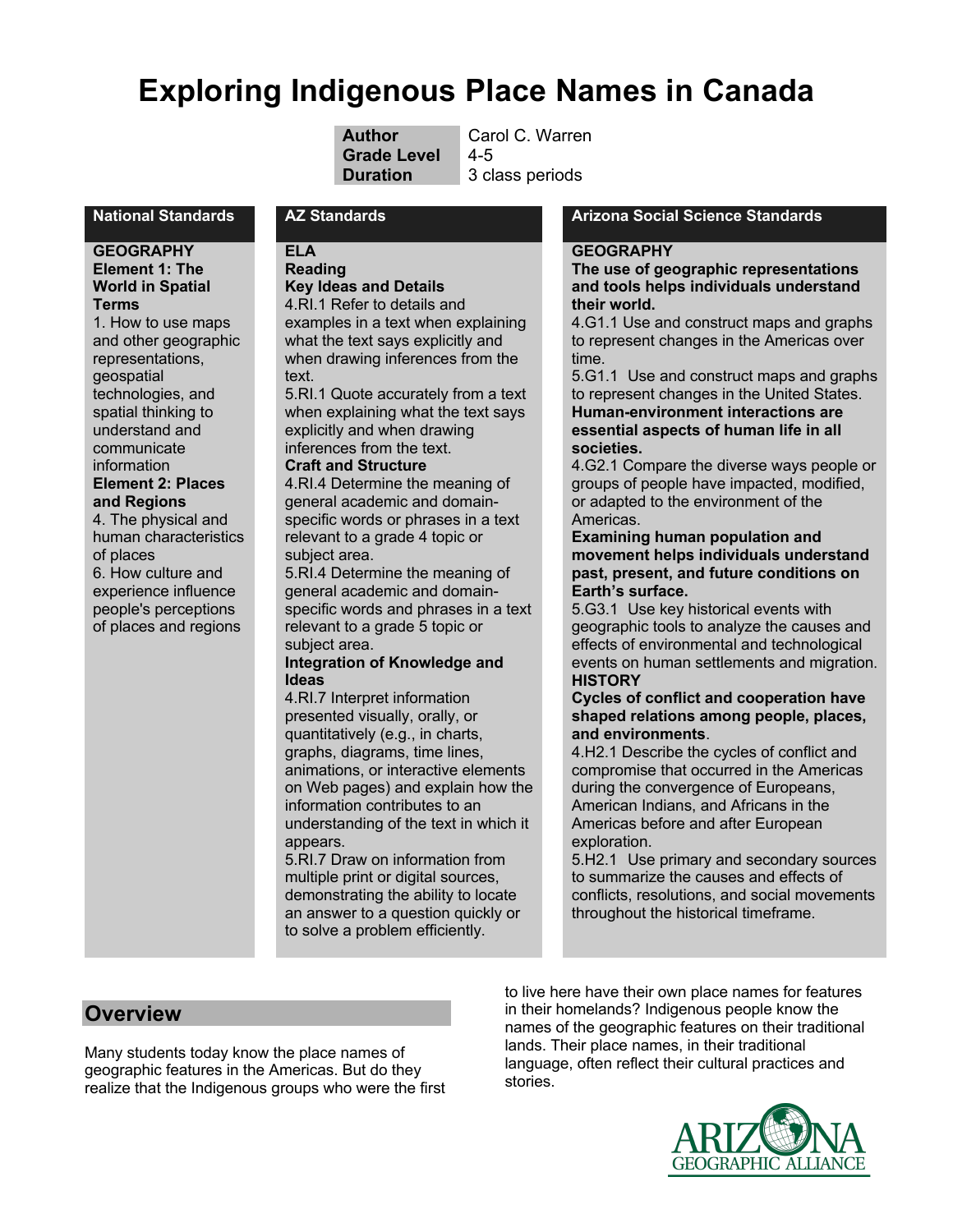# Exploring Indigenous Place Names in Canada

| | |
|---|---|
| **Author** | Carol C. Warren |
| **Grade Level** | 4-5 |
| **Duration** | 3 class periods |

## National Standards

**GEOGRAPHY**

**Element 1: The World in Spatial Terms**

1. How to use maps and other geographic representations, geospatial technologies, and spatial thinking to understand and communicate information

**Element 2: Places and Regions**

4. The physical and human characteristics of places

6. How culture and experience influence people's perceptions of places and regions

## AZ Standards

**ELA**

**Reading**

**Key Ideas and Details**

4.RI.1 Refer to details and examples in a text when explaining what the text says explicitly and when drawing inferences from the text.

5.RI.1 Quote accurately from a text when explaining what the text says explicitly and when drawing inferences from the text.

**Craft and Structure**

4.RI.4 Determine the meaning of general academic and domain-specific words or phrases in a text relevant to a grade 4 topic or subject area.

5.RI.4 Determine the meaning of general academic and domain-specific words and phrases in a text relevant to a grade 5 topic or subject area.

**Integration of Knowledge and Ideas**

4.RI.7 Interpret information presented visually, orally, or quantitatively (e.g., in charts, graphs, diagrams, time lines, animations, or interactive elements on Web pages) and explain how the information contributes to an understanding of the text in which it appears.

5.RI.7 Draw on information from multiple print or digital sources, demonstrating the ability to locate an answer to a question quickly or to solve a problem efficiently.

## Arizona Social Science Standards

**GEOGRAPHY**

**The use of geographic representations and tools helps individuals understand their world.**

4.G1.1 Use and construct maps and graphs to represent changes in the Americas over time.

5.G1.1 Use and construct maps and graphs to represent changes in the United States.

**Human-environment interactions are essential aspects of human life in all societies.**

4.G2.1 Compare the diverse ways people or groups of people have impacted, modified, or adapted to the environment of the Americas.

**Examining human population and movement helps individuals understand past, present, and future conditions on Earth's surface.**

5.G3.1 Use key historical events with geographic tools to analyze the causes and effects of environmental and technological events on human settlements and migration.

**HISTORY**

**Cycles of conflict and cooperation have shaped relations among people, places, and environments**.

4.H2.1 Describe the cycles of conflict and compromise that occurred in the Americas during the convergence of Europeans, American Indians, and Africans in the Americas before and after European exploration.

5.H2.1 Use primary and secondary sources to summarize the causes and effects of conflicts, resolutions, and social movements throughout the historical timeframe.

## Overview

Many students today know the place names of geographic features in the Americas. But do they realize that the Indigenous groups who were the first to live here have their own place names for features in their homelands? Indigenous people know the names of the geographic features on their traditional lands. Their place names, in their traditional language, often reflect their cultural practices and stories.

ARIZONA GEOGRAPHIC ALLIANCE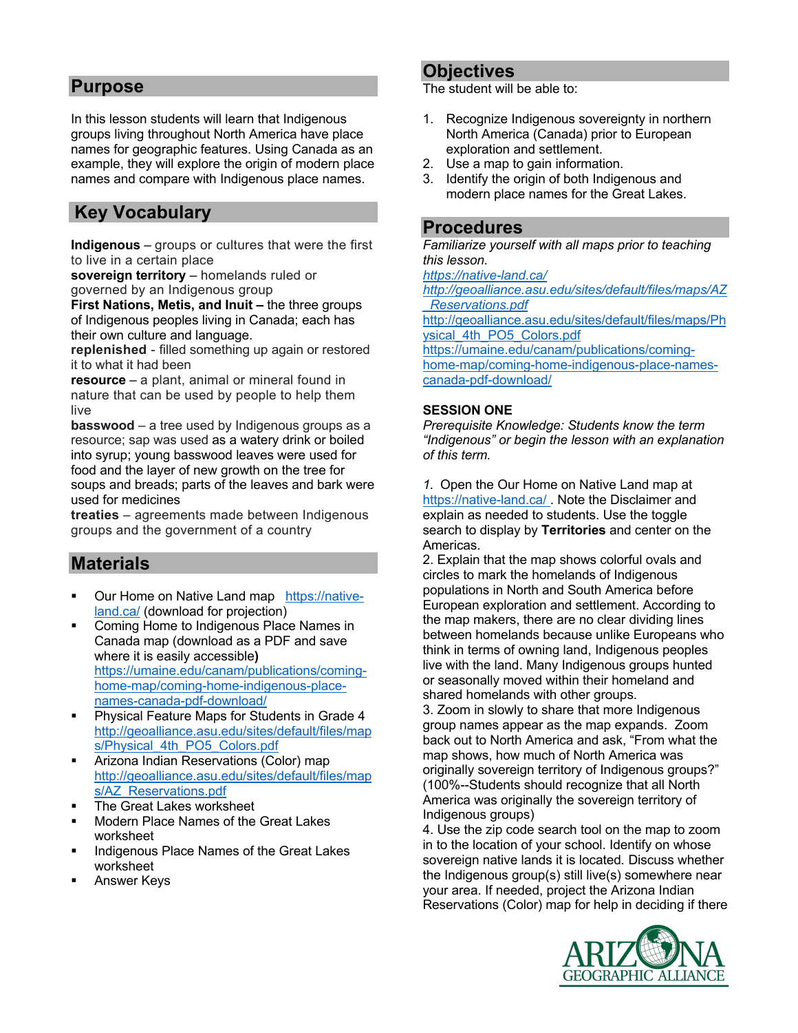## Purpose

In this lesson students will learn that Indigenous groups living throughout North America have place names for geographic features. Using Canada as an example, they will explore the origin of modern place names and compare with Indigenous place names.

## Key Vocabulary

**Indigenous** – groups or cultures that were the first to live in a certain place
**sovereign territory** – homelands ruled or governed by an Indigenous group
**First Nations, Metis, and Inuit –** the three groups of Indigenous peoples living in Canada; each has their own culture and language.
**replenished** - filled something up again or restored it to what it had been
**resource** – a plant, animal or mineral found in nature that can be used by people to help them live
**basswood** – a tree used by Indigenous groups as a resource; sap was used as a watery drink or boiled into syrup; young basswood leaves were used for food and the layer of new growth on the tree for soups and breads; parts of the leaves and bark were used for medicines
**treaties** – agreements made between Indigenous groups and the government of a country

## Materials

- Our Home on Native Land map https://native-land.ca/ (download for projection)
- Coming Home to Indigenous Place Names in Canada map (download as a PDF and save where it is easily accessible**)** https://umaine.edu/canam/publications/coming-home-map/coming-home-indigenous-place-names-canada-pdf-download/
- Physical Feature Maps for Students in Grade 4 http://geoalliance.asu.edu/sites/default/files/maps/Physical_4th_PO5_Colors.pdf
- Arizona Indian Reservations (Color) map http://geoalliance.asu.edu/sites/default/files/maps/AZ_Reservations.pdf
- The Great Lakes worksheet
- Modern Place Names of the Great Lakes worksheet
- Indigenous Place Names of the Great Lakes worksheet
- Answer Keys

## Objectives

The student will be able to:

1. Recognize Indigenous sovereignty in northern North America (Canada) prior to European exploration and settlement.
2. Use a map to gain information.
3. Identify the origin of both Indigenous and modern place names for the Great Lakes.

## Procedures

*Familiarize yourself with all maps prior to teaching this lesson.*
https://native-land.ca/
http://geoalliance.asu.edu/sites/default/files/maps/AZ_Reservations.pdf
http://geoalliance.asu.edu/sites/default/files/maps/Physical_4th_PO5_Colors.pdf
https://umaine.edu/canam/publications/coming-home-map/coming-home-indigenous-place-names-canada-pdf-download/

**SESSION ONE**

*Prerequisite Knowledge: Students know the term "Indigenous" or begin the lesson with an explanation of this term.*

*1.* Open the Our Home on Native Land map at https://native-land.ca/ . Note the Disclaimer and explain as needed to students. Use the toggle search to display by **Territories** and center on the Americas.

2. Explain that the map shows colorful ovals and circles to mark the homelands of Indigenous populations in North and South America before European exploration and settlement. According to the map makers, there are no clear dividing lines between homelands because unlike Europeans who think in terms of owning land, Indigenous peoples live with the land. Many Indigenous groups hunted or seasonally moved within their homeland and shared homelands with other groups.

3. Zoom in slowly to share that more Indigenous group names appear as the map expands. Zoom back out to North America and ask, "From what the map shows, how much of North America was originally sovereign territory of Indigenous groups?" (100%--Students should recognize that all North America was originally the sovereign territory of Indigenous groups)

4. Use the zip code search tool on the map to zoom in to the location of your school. Identify on whose sovereign native lands it is located. Discuss whether the Indigenous group(s) still live(s) somewhere near your area. If needed, project the Arizona Indian Reservations (Color) map for help in deciding if there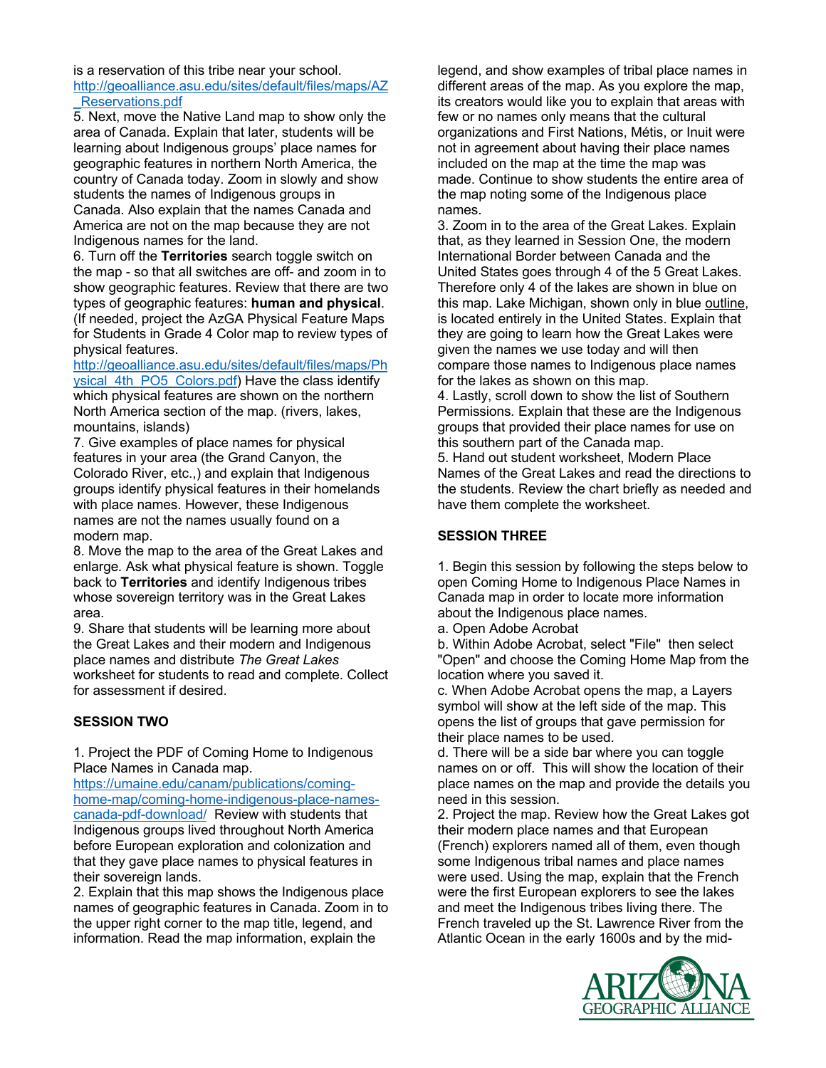is a reservation of this tribe near your school. http://geoalliance.asu.edu/sites/default/files/maps/AZ_Reservations.pdf

5. Next, move the Native Land map to show only the area of Canada. Explain that later, students will be learning about Indigenous groups' place names for geographic features in northern North America, the country of Canada today. Zoom in slowly and show students the names of Indigenous groups in Canada. Also explain that the names Canada and America are not on the map because they are not Indigenous names for the land.

6. Turn off the **Territories** search toggle switch on the map - so that all switches are off- and zoom in to show geographic features. Review that there are two types of geographic features: **human and physical**. (If needed, project the AzGA Physical Feature Maps for Students in Grade 4 Color map to review types of physical features. http://geoalliance.asu.edu/sites/default/files/maps/Physical_4th_PO5_Colors.pdf) Have the class identify which physical features are shown on the northern North America section of the map. (rivers, lakes, mountains, islands)

7. Give examples of place names for physical features in your area (the Grand Canyon, the Colorado River, etc.,) and explain that Indigenous groups identify physical features in their homelands with place names. However, these Indigenous names are not the names usually found on a modern map.

8. Move the map to the area of the Great Lakes and enlarge. Ask what physical feature is shown. Toggle back to **Territories** and identify Indigenous tribes whose sovereign territory was in the Great Lakes area.

9. Share that students will be learning more about the Great Lakes and their modern and Indigenous place names and distribute *The Great Lakes* worksheet for students to read and complete. Collect for assessment if desired.

## SESSION TWO

1. Project the PDF of Coming Home to Indigenous Place Names in Canada map. https://umaine.edu/canam/publications/coming-home-map/coming-home-indigenous-place-names-canada-pdf-download/ Review with students that Indigenous groups lived throughout North America before European exploration and colonization and that they gave place names to physical features in their sovereign lands.

2. Explain that this map shows the Indigenous place names of geographic features in Canada. Zoom in to the upper right corner to the map title, legend, and information. Read the map information, explain the legend, and show examples of tribal place names in different areas of the map. As you explore the map, its creators would like you to explain that areas with few or no names only means that the cultural organizations and First Nations, Métis, or Inuit were not in agreement about having their place names included on the map at the time the map was made. Continue to show students the entire area of the map noting some of the Indigenous place names.

3. Zoom in to the area of the Great Lakes. Explain that, as they learned in Session One, the modern International Border between Canada and the United States goes through 4 of the 5 Great Lakes. Therefore only 4 of the lakes are shown in blue on this map. Lake Michigan, shown only in blue outline, is located entirely in the United States. Explain that they are going to learn how the Great Lakes were given the names we use today and will then compare those names to Indigenous place names for the lakes as shown on this map.

4. Lastly, scroll down to show the list of Southern Permissions. Explain that these are the Indigenous groups that provided their place names for use on this southern part of the Canada map.

5. Hand out student worksheet, Modern Place Names of the Great Lakes and read the directions to the students. Review the chart briefly as needed and have them complete the worksheet.

## SESSION THREE

1. Begin this session by following the steps below to open Coming Home to Indigenous Place Names in Canada map in order to locate more information about the Indigenous place names.

a. Open Adobe Acrobat

b. Within Adobe Acrobat, select "File" then select "Open" and choose the Coming Home Map from the location where you saved it.

c. When Adobe Acrobat opens the map, a Layers symbol will show at the left side of the map. This opens the list of groups that gave permission for their place names to be used.

d. There will be a side bar where you can toggle names on or off. This will show the location of their place names on the map and provide the details you need in this session.

2. Project the map. Review how the Great Lakes got their modern place names and that European (French) explorers named all of them, even though some Indigenous tribal names and place names were used. Using the map, explain that the French were the first European explorers to see the lakes and meet the Indigenous tribes living there. The French traveled up the St. Lawrence River from the Atlantic Ocean in the early 1600s and by the mid-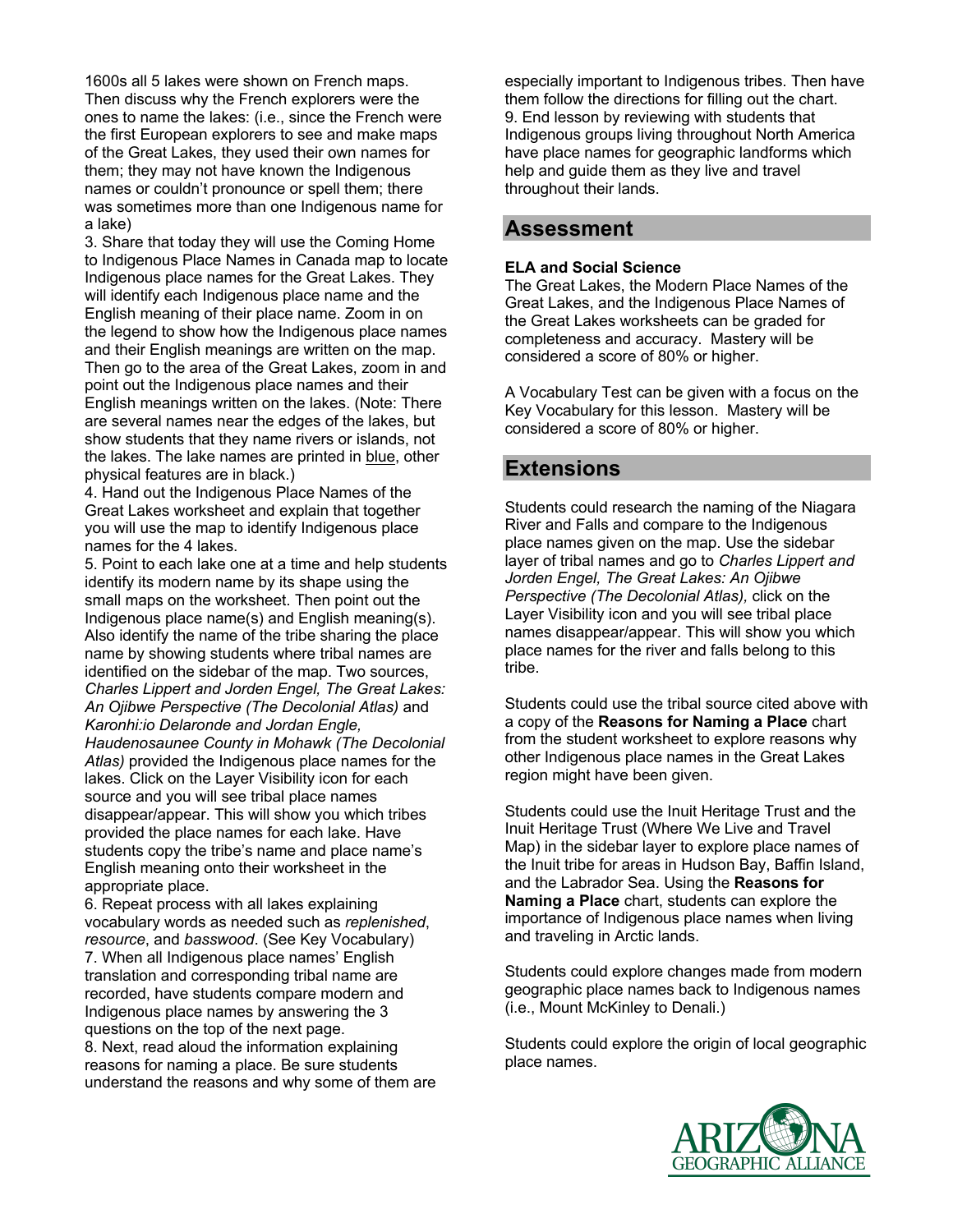1600s all 5 lakes were shown on French maps. Then discuss why the French explorers were the ones to name the lakes: (i.e., since the French were the first European explorers to see and make maps of the Great Lakes, they used their own names for them; they may not have known the Indigenous names or couldn't pronounce or spell them; there was sometimes more than one Indigenous name for a lake)

3. Share that today they will use the Coming Home to Indigenous Place Names in Canada map to locate Indigenous place names for the Great Lakes. They will identify each Indigenous place name and the English meaning of their place name. Zoom in on the legend to show how the Indigenous place names and their English meanings are written on the map. Then go to the area of the Great Lakes, zoom in and point out the Indigenous place names and their English meanings written on the lakes. (Note: There are several names near the edges of the lakes, but show students that they name rivers or islands, not the lakes. The lake names are printed in blue, other physical features are in black.)

4. Hand out the Indigenous Place Names of the Great Lakes worksheet and explain that together you will use the map to identify Indigenous place names for the 4 lakes.

5. Point to each lake one at a time and help students identify its modern name by its shape using the small maps on the worksheet. Then point out the Indigenous place name(s) and English meaning(s). Also identify the name of the tribe sharing the place name by showing students where tribal names are identified on the sidebar of the map. Two sources, *Charles Lippert and Jorden Engel, The Great Lakes: An Ojibwe Perspective (The Decolonial Atlas)* and *Karonhi:io Delaronde and Jordan Engle, Haudenosaunee County in Mohawk (The Decolonial Atlas)* provided the Indigenous place names for the lakes. Click on the Layer Visibility icon for each source and you will see tribal place names disappear/appear. This will show you which tribes provided the place names for each lake. Have students copy the tribe's name and place name's English meaning onto their worksheet in the appropriate place.

6. Repeat process with all lakes explaining vocabulary words as needed such as *replenished*, *resource*, and *basswood*. (See Key Vocabulary)

7. When all Indigenous place names' English translation and corresponding tribal name are recorded, have students compare modern and Indigenous place names by answering the 3 questions on the top of the next page.

8. Next, read aloud the information explaining reasons for naming a place. Be sure students understand the reasons and why some of them are especially important to Indigenous tribes. Then have them follow the directions for filling out the chart.

9. End lesson by reviewing with students that Indigenous groups living throughout North America have place names for geographic landforms which help and guide them as they live and travel throughout their lands.

## Assessment

**ELA and Social Science**

The Great Lakes, the Modern Place Names of the Great Lakes, and the Indigenous Place Names of the Great Lakes worksheets can be graded for completeness and accuracy. Mastery will be considered a score of 80% or higher.

A Vocabulary Test can be given with a focus on the Key Vocabulary for this lesson. Mastery will be considered a score of 80% or higher.

## Extensions

Students could research the naming of the Niagara River and Falls and compare to the Indigenous place names given on the map. Use the sidebar layer of tribal names and go to *Charles Lippert and Jorden Engel, The Great Lakes: An Ojibwe Perspective (The Decolonial Atlas),* click on the Layer Visibility icon and you will see tribal place names disappear/appear. This will show you which place names for the river and falls belong to this tribe.

Students could use the tribal source cited above with a copy of the **Reasons for Naming a Place** chart from the student worksheet to explore reasons why other Indigenous place names in the Great Lakes region might have been given.

Students could use the Inuit Heritage Trust and the Inuit Heritage Trust (Where We Live and Travel Map) in the sidebar layer to explore place names of the Inuit tribe for areas in Hudson Bay, Baffin Island, and the Labrador Sea. Using the **Reasons for Naming a Place** chart, students can explore the importance of Indigenous place names when living and traveling in Arctic lands.

Students could explore changes made from modern geographic place names back to Indigenous names (i.e., Mount McKinley to Denali.)

Students could explore the origin of local geographic place names.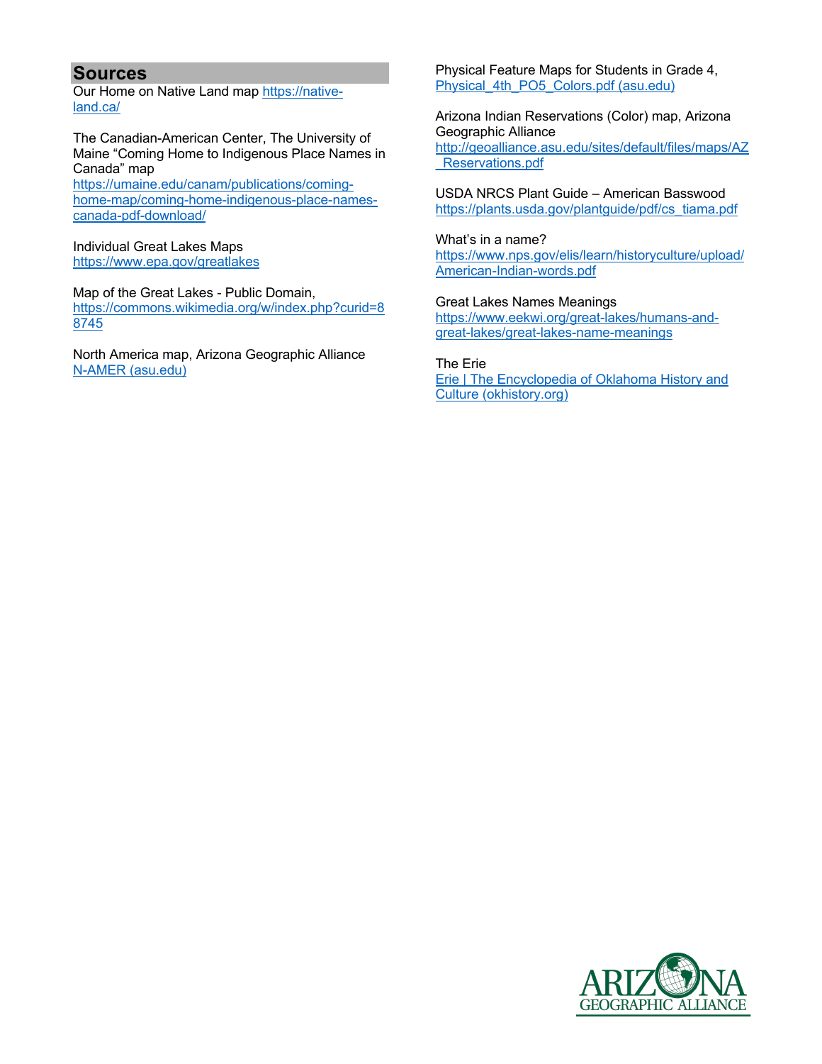## Sources

Our Home on Native Land map https://native-land.ca/

The Canadian-American Center, The University of Maine "Coming Home to Indigenous Place Names in Canada" map
https://umaine.edu/canam/publications/coming-home-map/coming-home-indigenous-place-names-canada-pdf-download/

Individual Great Lakes Maps
https://www.epa.gov/greatlakes

Map of the Great Lakes - Public Domain,
https://commons.wikimedia.org/w/index.php?curid=88745

North America map, Arizona Geographic Alliance
N-AMER (asu.edu)

Physical Feature Maps for Students in Grade 4,
Physical_4th_PO5_Colors.pdf (asu.edu)

Arizona Indian Reservations (Color) map, Arizona Geographic Alliance
http://geoalliance.asu.edu/sites/default/files/maps/AZ_Reservations.pdf

USDA NRCS Plant Guide – American Basswood
https://plants.usda.gov/plantguide/pdf/cs_tiama.pdf

What's in a name?
https://www.nps.gov/elis/learn/historyculture/upload/American-Indian-words.pdf

Great Lakes Names Meanings
https://www.eekwi.org/great-lakes/humans-and-great-lakes/great-lakes-name-meanings

The Erie
Erie | The Encyclopedia of Oklahoma History and Culture (okhistory.org)

ARIZONA GEOGRAPHIC ALLIANCE